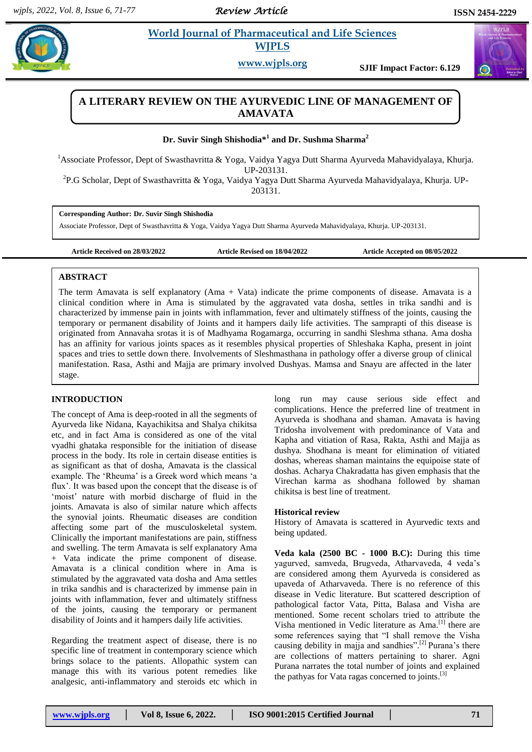# A LITERARY REVIEW ON THE AYURVEDIC LINE OF MANAGEMENT OF AMAVATA

**Dr. Suvir Singh Shishodia*[1] and Dr. Sushma Sharma[2]**

[1]Associate Professor, Dept of Swasthavritta & Yoga, Vaidya Yagya Dutt Sharma Ayurveda Mahavidyalaya, Khurja. UP-203131.

[2]P.G Scholar, Dept of Swasthavritta & Yoga, Vaidya Yagya Dutt Sharma Ayurveda Mahavidyalaya, Khurja. UP-203131.

**Corresponding Author: Dr. Suvir Singh Shishodia**
Associate Professor, Dept of Swasthavritta & Yoga, Vaidya Yagya Dutt Sharma Ayurveda Mahavidyalaya, Khurja. UP-203131.

**Article Received on 28/03/2022** **Article Revised on 18/04/2022** **Article Accepted on 08/05/2022**

## ABSTRACT

The term Amavata is self explanatory (Ama + Vata) indicate the prime components of disease. Amavata is a clinical condition where in Ama is stimulated by the aggravated vata dosha, settles in trika sandhi and is characterized by immense pain in joints with inflammation, fever and ultimately stiffness of the joints, causing the temporary or permanent disability of Joints and it hampers daily life activities. The samprapti of this disease is originated from Annavaha srotas it is of Madhyama Rogamarga, occurring in sandhi Sleshma sthana. Ama dosha has an affinity for various joints spaces as it resembles physical properties of Shleshaka Kapha, present in joint spaces and tries to settle down there. Involvements of Sleshmasthana in pathology offer a diverse group of clinical manifestation. Rasa, Asthi and Majja are primary involved Dushyas. Mamsa and Snayu are affected in the later stage.

## INTRODUCTION

The concept of Ama is deep-rooted in all the segments of Ayurveda like Nidana, Kayachikitsa and Shalya chikitsa etc, and in fact Ama is considered as one of the vital vyadhi ghataka responsible for the initiation of disease process in the body. Its role in certain disease entities is as significant as that of dosha, Amavata is the classical example. The 'Rheuma' is a Greek word which means 'a flux'. It was based upon the concept that the disease is of 'moist' nature with morbid discharge of fluid in the joints. Amavata is also of similar nature which affects the synovial joints. Rheumatic diseases are condition affecting some part of the musculoskeletal system. Clinically the important manifestations are pain, stiffness and swelling. The term Amavata is self explanatory Ama + Vata indicate the prime component of disease. Amavata is a clinical condition where in Ama is stimulated by the aggravated vata dosha and Ama settles in trika sandhis and is characterized by immense pain in joints with inflammation, fever and ultimately stiffness of the joints, causing the temporary or permanent disability of Joints and it hampers daily life activities.

Regarding the treatment aspect of disease, there is no specific line of treatment in contemporary science which brings solace to the patients. Allopathic system can manage this with its various potent remedies like analgesic, anti-inflammatory and steroids etc which in long run may cause serious side effect and complications. Hence the preferred line of treatment in Ayurveda is shodhana and shaman. Amavata is having Tridosha involvement with predominance of Vata and Kapha and vitiation of Rasa, Rakta, Asthi and Majja as dushya. Shodhana is meant for elimination of vitiated doshas, whereas shaman maintains the equipoise state of doshas. Acharya Chakradatta has given emphasis that the Virechan karma as shodhana followed by shaman chikitsa is best line of treatment.

### Historical review

History of Amavata is scattered in Ayurvedic texts and being updated.

**Veda kala (2500 BC - 1000 B.C):** During this time yagurved, samveda, Brugveda, Atharvaveda, 4 veda's are considered among them Ayurveda is considered as upaveda of Atharvaveda. There is no reference of this disease in Vedic literature. But scattered description of pathological factor Vata, Pitta, Balasa and Visha are mentioned. Some recent scholars tried to attribute the Visha mentioned in Vedic literature as Ama.[1] there are some references saying that "I shall remove the Visha causing debility in majja and sandhies".[2] Purana's there are collections of matters pertaining to sharer. Agni Purana narrates the total number of joints and explained the pathyas for Vata ragas concerned to joints.[3]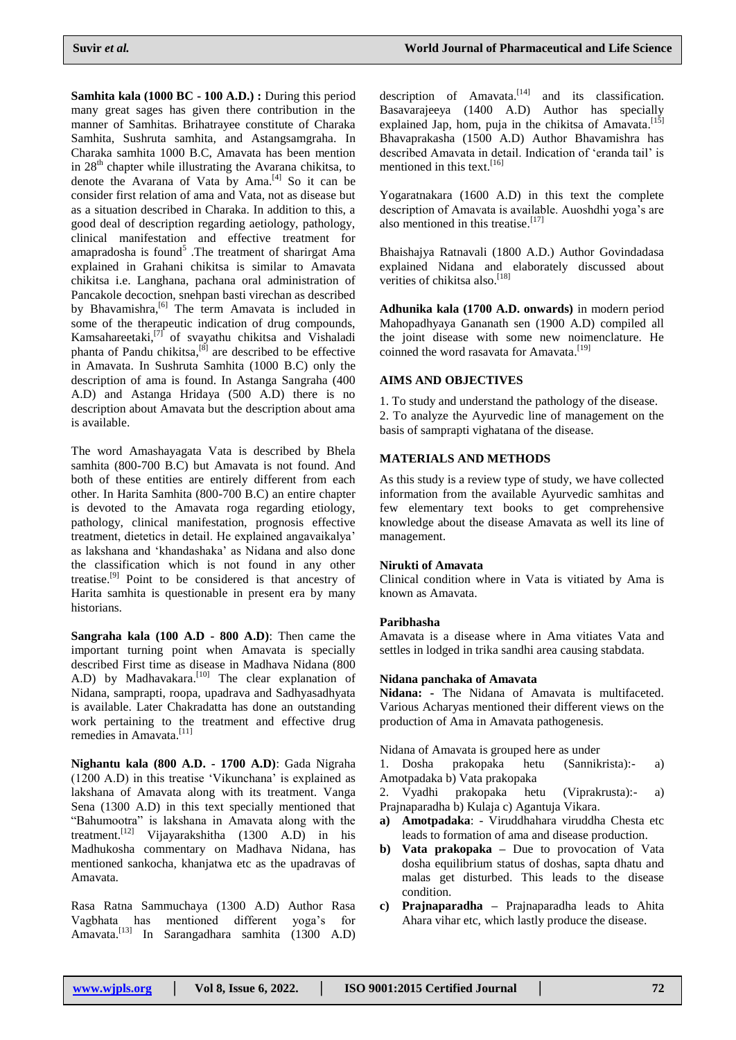**Samhita kala (1000 BC - 100 A.D.) :** During this period many great sages has given there contribution in the manner of Samhitas. Brihatrayee constitute of Charaka Samhita, Sushruta samhita, and Astangsamgraha. In Charaka samhita 1000 B.C, Amavata has been mention in 28th chapter while illustrating the Avarana chikitsa, to denote the Avarana of Vata by Ama.[4] So it can be consider first relation of ama and Vata, not as disease but as a situation described in Charaka. In addition to this, a good deal of description regarding aetiology, pathology, clinical manifestation and effective treatment for amapradosha is found[5] .The treatment of sharirgat Ama explained in Grahani chikitsa is similar to Amavata chikitsa i.e. Langhana, pachana oral administration of Pancakole decoction, snehpan basti virechan as described by Bhavamishra,[6] The term Amavata is included in some of the therapeutic indication of drug compounds, Kamsahareetaki,[7] of svayathu chikitsa and Vishaladi phanta of Pandu chikitsa,[8] are described to be effective in Amavata. In Sushruta Samhita (1000 B.C) only the description of ama is found. In Astanga Sangraha (400 A.D) and Astanga Hridaya (500 A.D) there is no description about Amavata but the description about ama is available.

The word Amashayagata Vata is described by Bhela samhita (800-700 B.C) but Amavata is not found. And both of these entities are entirely different from each other. In Harita Samhita (800-700 B.C) an entire chapter is devoted to the Amavata roga regarding etiology, pathology, clinical manifestation, prognosis effective treatment, dietetics in detail. He explained angavaikalya' as lakshana and 'khandashaka' as Nidana and also done the classification which is not found in any other treatise.[9] Point to be considered is that ancestry of Harita samhita is questionable in present era by many historians.

**Sangraha kala (100 A.D - 800 A.D)**: Then came the important turning point when Amavata is specially described First time as disease in Madhava Nidana (800 A.D) by Madhavakara.[10] The clear explanation of Nidana, samprapti, roopa, upadrava and Sadhyasadhyata is available. Later Chakradatta has done an outstanding work pertaining to the treatment and effective drug remedies in Amavata.[11]

**Nighantu kala (800 A.D. - 1700 A.D)**: Gada Nigraha (1200 A.D) in this treatise 'Vikunchana' is explained as lakshana of Amavata along with its treatment. Vanga Sena (1300 A.D) in this text specially mentioned that "Bahumootra" is lakshana in Amavata along with the treatment.[12] Vijayarakshitha (1300 A.D) in his Madhukosha commentary on Madhava Nidana, has mentioned sankocha, khanjatwa etc as the upadravas of Amavata.

Rasa Ratna Sammuchaya (1300 A.D) Author Rasa Vagbhata has mentioned different yoga's for Amavata.[13] In Sarangadhara samhita (1300 A.D) description of Amavata.[14] and its classification. Basavarajeeya (1400 A.D) Author has specially explained Jap, hom, puja in the chikitsa of Amavata.[15] Bhavaprakasha (1500 A.D) Author Bhavamishra has described Amavata in detail. Indication of 'eranda tail' is mentioned in this text.[16]

Yogaratnakara (1600 A.D) in this text the complete description of Amavata is available. Auoshdhi yoga's are also mentioned in this treatise.[17]

Bhaishajya Ratnavali (1800 A.D.) Author Govindadasa explained Nidana and elaborately discussed about verities of chikitsa also.[18]

**Adhunika kala (1700 A.D. onwards)** in modern period Mahopadhyaya Gananath sen (1900 A.D) compiled all the joint disease with some new noimenclature. He coinned the word rasavata for Amavata.[19]

## AIMS AND OBJECTIVES

1. To study and understand the pathology of the disease.
2. To analyze the Ayurvedic line of management on the basis of samprapti vighatana of the disease.

## MATERIALS AND METHODS

As this study is a review type of study, we have collected information from the available Ayurvedic samhitas and few elementary text books to get comprehensive knowledge about the disease Amavata as well its line of management.

### Nirukti of Amavata

Clinical condition where in Vata is vitiated by Ama is known as Amavata.

### Paribhasha

Amavata is a disease where in Ama vitiates Vata and settles in lodged in trika sandhi area causing stabdata.

### Nidana panchaka of Amavata

**Nidana:** - The Nidana of Amavata is multifaceted. Various Acharyas mentioned their different views on the production of Ama in Amavata pathogenesis.

Nidana of Amavata is grouped here as under

1. Dosha prakopaka hetu (Sannikrista):- a) Amotpadaka b) Vata prakopaka
2. Vyadhi prakopaka hetu (Viprakrusta):- a) Prajnaparadha b) Kulaja c) Agantuja Vikara.

**a) Amotpadaka**: - Viruddhahara viruddha Chesta etc leads to formation of ama and disease production.

**b) Vata prakopaka –** Due to provocation of Vata dosha equilibrium status of doshas, sapta dhatu and malas get disturbed. This leads to the disease condition.

**c) Prajnaparadha –** Prajnaparadha leads to Ahita Ahara vihar etc, which lastly produce the disease.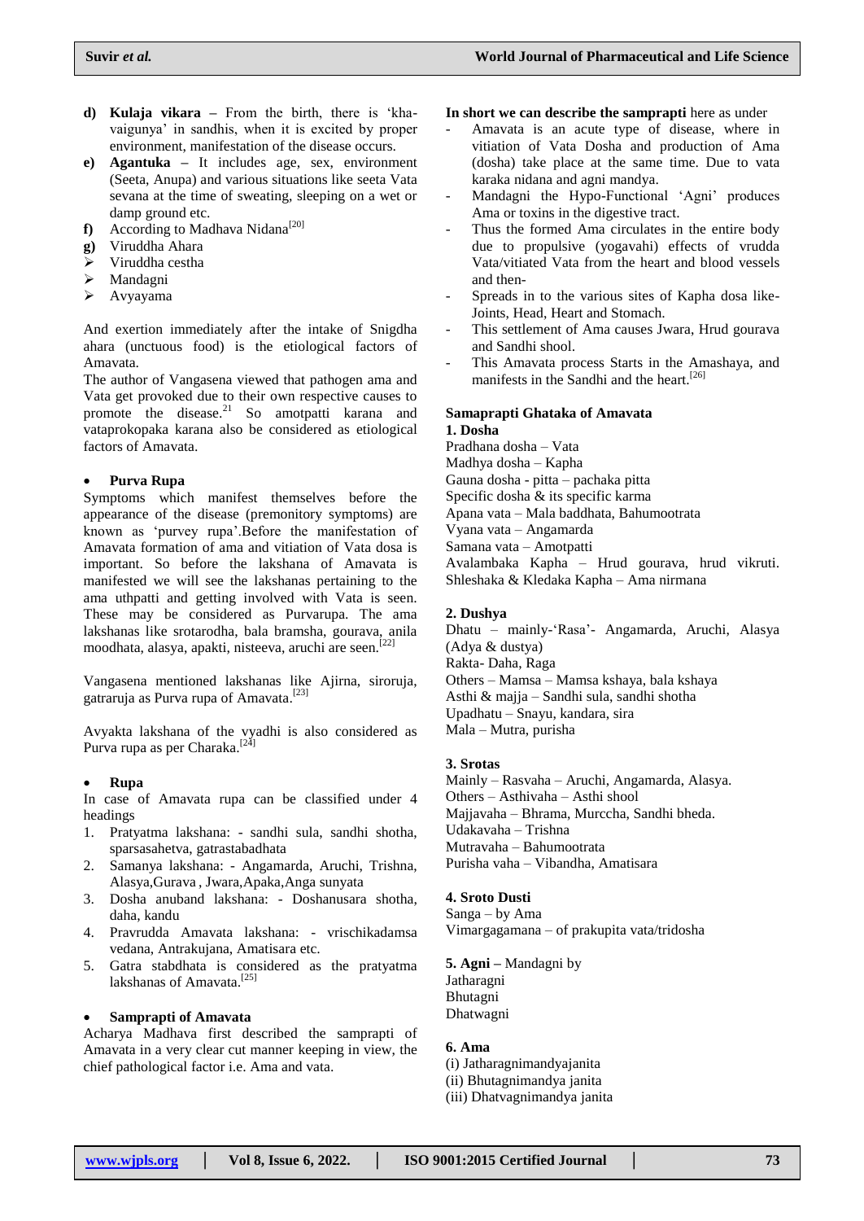d) **Kulaja vikara –** From the birth, there is 'kha-vaigunya' in sandhis, when it is excited by proper environment, manifestation of the disease occurs.

e) **Agantuka –** It includes age, sex, environment (Seeta, Anupa) and various situations like seeta Vata sevana at the time of sweating, sleeping on a wet or damp ground etc.

f) According to Madhava Nidana[20]

g) Viruddha Ahara

- Viruddha cestha
- Mandagni
- Avyayama

And exertion immediately after the intake of Snigdha ahara (unctuous food) is the etiological factors of Amavata.

The author of Vangasena viewed that pathogen ama and Vata get provoked due to their own respective causes to promote the disease.[21] So amotpatti karana and vataprokopaka karana also be considered as etiological factors of Amavata.

- **Purva Rupa**

Symptoms which manifest themselves before the appearance of the disease (premonitory symptoms) are known as 'purvey rupa'.Before the manifestation of Amavata formation of ama and vitiation of Vata dosa is important. So before the lakshana of Amavata is manifested we will see the lakshanas pertaining to the ama uthpatti and getting involved with Vata is seen. These may be considered as Purvarupa. The ama lakshanas like srotarodha, bala bramsha, gourava, anila moodhata, alasya, apakti, nisteeva, aruchi are seen.[22]

Vangasena mentioned lakshanas like Ajirna, siroruja, gatraruja as Purva rupa of Amavata.[23]

Avyakta lakshana of the vyadhi is also considered as Purva rupa as per Charaka.[24]

- **Rupa**

In case of Amavata rupa can be classified under 4 headings

1. Pratyatma lakshana: - sandhi sula, sandhi shotha, sparsasahetva, gatrastabadhata
2. Samanya lakshana: - Angamarda, Aruchi, Trishna, Alasya,Gurava , Jwara,Apaka,Anga sunyata
3. Dosha anuband lakshana: - Doshanusara shotha, daha, kandu
4. Pravrudda Amavata lakshana: - vrischikadamsa vedana, Antrakujana, Amatisara etc.
5. Gatra stabdhata is considered as the pratyatma lakshanas of Amavata.[25]

- **Samprapti of Amavata**

Acharya Madhava first described the samprapti of Amavata in a very clear cut manner keeping in view, the chief pathological factor i.e. Ama and vata.

**In short we can describe the samprapti** here as under

- Amavata is an acute type of disease, where in vitiation of Vata Dosha and production of Ama (dosha) take place at the same time. Due to vata karaka nidana and agni mandya.
- Mandagni the Hypo-Functional 'Agni' produces Ama or toxins in the digestive tract.
- Thus the formed Ama circulates in the entire body due to propulsive (yogavahi) effects of vrudda Vata/vitiated Vata from the heart and blood vessels and then-
- Spreads in to the various sites of Kapha dosa like- Joints, Head, Heart and Stomach.
- This settlement of Ama causes Jwara, Hrud gourava and Sandhi shool.
- This Amavata process Starts in the Amashaya, and manifests in the Sandhi and the heart.[26]

**Samaprapti Ghataka of Amavata**

**1. Dosha**

Pradhana dosha – Vata
Madhya dosha – Kapha
Gauna dosha - pitta – pachaka pitta
Specific dosha & its specific karma
Apana vata – Mala baddhata, Bahumootrata
Vyana vata – Angamarda
Samana vata – Amotpatti
Avalambaka Kapha – Hrud gourava, hrud vikruti.
Shleshaka & Kledaka Kapha – Ama nirmana

**2. Dushya**

Dhatu – mainly-'Rasa'- Angamarda, Aruchi, Alasya (Adya & dustya)
Rakta- Daha, Raga
Others – Mamsa – Mamsa kshaya, bala kshaya
Asthi & majja – Sandhi sula, sandhi shotha
Upadhatu – Snayu, kandara, sira
Mala – Mutra, purisha

**3. Srotas**

Mainly – Rasvaha – Aruchi, Angamarda, Alasya.
Others – Asthivaha – Asthi shool
Majjavaha – Bhrama, Murccha, Sandhi bheda.
Udakavaha – Trishna
Mutravaha – Bahumootrata
Purisha vaha – Vibandha, Amatisara

**4. Sroto Dusti**

Sanga – by Ama
Vimargagamana – of prakupita vata/tridosha

**5. Agni –** Mandagni by
Jatharagni
Bhutagni
Dhatwagni

**6. Ama**

(i) Jatharagnimandyajanita
(ii) Bhutagnimandya janita
(iii) Dhatvagnimandya janita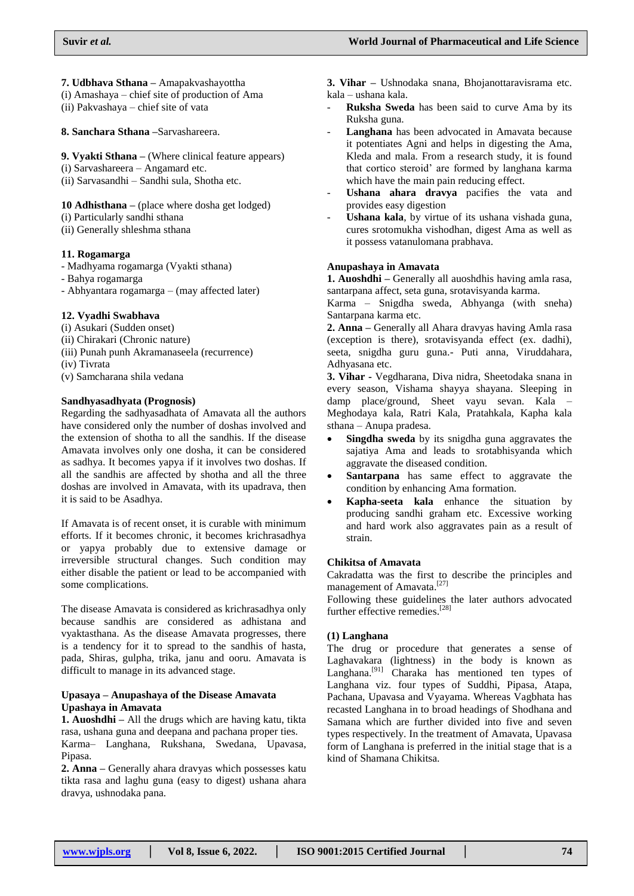**7. Udbhava Sthana –** Amapakvashayottha
(i) Amashaya – chief site of production of Ama
(ii) Pakvashaya – chief site of vata

**8. Sanchara Sthana –**Sarvashareera.

**9. Vyakti Sthana –** (Where clinical feature appears)
(i) Sarvashareera – Angamard etc.
(ii) Sarvasandhi – Sandhi sula, Shotha etc.

**10 Adhisthana –** (place where dosha get lodged)
(i) Particularly sandhi sthana
(ii) Generally shleshma sthana

**11. Rogamarga**
- Madhyama rogamarga (Vyakti sthana)
- Bahya rogamarga
- Abhyantara rogamarga – (may affected later)

**12. Vyadhi Swabhava**
(i) Asukari (Sudden onset)
(ii) Chirakari (Chronic nature)
(iii) Punah punh Akramanaseela (recurrence)
(iv) Tivrata
(v) Samcharana shila vedana

**Sandhyasadhyata (Prognosis)**

Regarding the sadhyasadhata of Amavata all the authors have considered only the number of doshas involved and the extension of shotha to all the sandhis. If the disease Amavata involves only one dosha, it can be considered as sadhya. It becomes yapya if it involves two doshas. If all the sandhis are affected by shotha and all the three doshas are involved in Amavata, with its upadrava, then it is said to be Asadhya.

If Amavata is of recent onset, it is curable with minimum efforts. If it becomes chronic, it becomes krichrasadhya or yapya probably due to extensive damage or irreversible structural changes. Such condition may either disable the patient or lead to be accompanied with some complications.

The disease Amavata is considered as krichrasadhya only because sandhis are considered as adhistana and vyaktasthana. As the disease Amavata progresses, there is a tendency for it to spread to the sandhis of hasta, pada, Shiras, gulpha, trika, janu and ooru. Amavata is difficult to manage in its advanced stage.

**Upasaya – Anupashaya of the Disease Amavata**
**Upashaya in Amavata**

**1. Auoshdhi –** All the drugs which are having katu, tikta rasa, ushana guna and deepana and pachana proper ties.
Karma– Langhana, Rukshana, Swedana, Upavasa, Pipasa.

**2. Anna –** Generally ahara dravyas which possesses katu tikta rasa and laghu guna (easy to digest) ushana ahara dravya, ushnodaka pana.

**3. Vihar –** Ushnodaka snana, Bhojanottaravisrama etc. kala – ushana kala.

- **Ruksha Sweda** has been said to curve Ama by its Ruksha guna.
- **Langhana** has been advocated in Amavata because it potentiates Agni and helps in digesting the Ama, Kleda and mala. From a research study, it is found that cortico steroid' are formed by langhana karma which have the main pain reducing effect.
- **Ushana ahara dravya** pacifies the vata and provides easy digestion
- **Ushana kala**, by virtue of its ushana vishada guna, cures srotomukha vishodhan, digest Ama as well as it possess vatanulomana prabhava.

**Anupashaya in Amavata**

**1. Auoshdhi –** Generally all auoshdhis having amla rasa, santarpana affect, seta guna, srotavisyanda karma.
Karma – Snigdha sweda, Abhyanga (with sneha) Santarpana karma etc.

**2. Anna –** Generally all Ahara dravyas having Amla rasa (exception is there), srotavisyanda effect (ex. dadhi), seeta, snigdha guru guna.- Puti anna, Viruddahara, Adhyasana etc.

**3. Vihar -** Vegdharana, Diva nidra, Sheetodaka snana in every season, Vishama shayya shayana. Sleeping in damp place/ground, Sheet vayu sevan. Kala – Meghodaya kala, Ratri Kala, Pratahkala, Kapha kala sthana – Anupa pradesa.

- **Singdha sweda** by its snigdha guna aggravates the sajatiya Ama and leads to srotabhisyanda which aggravate the diseased condition.
- **Santarpana** has same effect to aggravate the condition by enhancing Ama formation.
- **Kapha-seeta kala** enhance the situation by producing sandhi graham etc. Excessive working and hard work also aggravates pain as a result of strain.

**Chikitsa of Amavata**

Cakradatta was the first to describe the principles and management of Amavata.[27]

Following these guidelines the later authors advocated further effective remedies.[28]

**(1) Langhana**

The drug or procedure that generates a sense of Laghavakara (lightness) in the body is known as Langhana.[91] Charaka has mentioned ten types of Langhana viz. four types of Suddhi, Pipasa, Atapa, Pachana, Upavasa and Vyayama. Whereas Vagbhata has recasted Langhana in to broad headings of Shodhana and Samana which are further divided into five and seven types respectively. In the treatment of Amavata, Upavasa form of Langhana is preferred in the initial stage that is a kind of Shamana Chikitsa.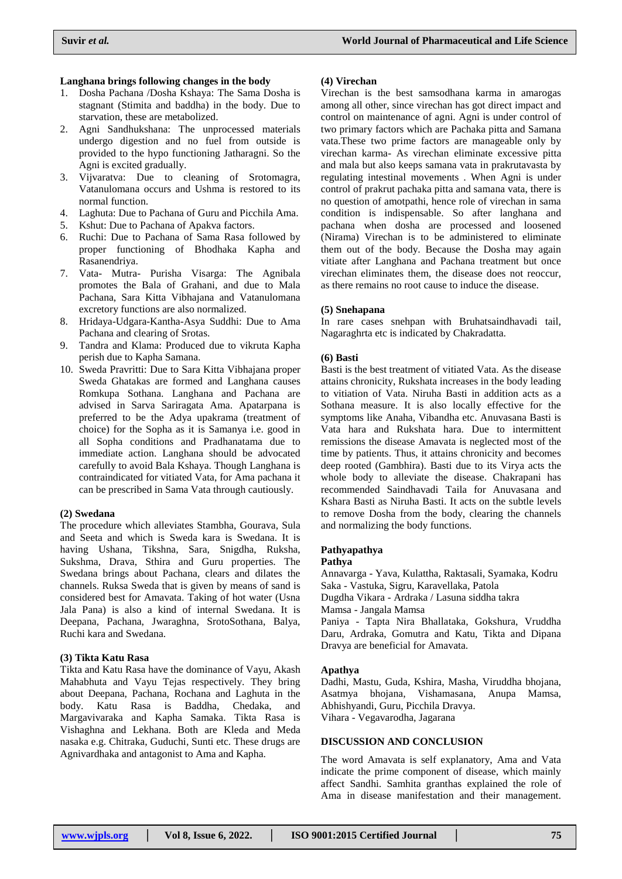**Langhana brings following changes in the body**

1. Dosha Pachana /Dosha Kshaya: The Sama Dosha is stagnant (Stimita and baddha) in the body. Due to starvation, these are metabolized.
2. Agni Sandhukshana: The unprocessed materials undergo digestion and no fuel from outside is provided to the hypo functioning Jatharagni. So the Agni is excited gradually.
3. Vijvaratva: Due to cleaning of Srotomagra, Vatanulomana occurs and Ushma is restored to its normal function.
4. Laghuta: Due to Pachana of Guru and Picchila Ama.
5. Kshut: Due to Pachana of Apakva factors.
6. Ruchi: Due to Pachana of Sama Rasa followed by proper functioning of Bhodhaka Kapha and Rasanendriya.
7. Vata- Mutra- Purisha Visarga: The Agnibala promotes the Bala of Grahani, and due to Mala Pachana, Sara Kitta Vibhajana and Vatanulomana excretory functions are also normalized.
8. Hridaya-Udgara-Kantha-Asya Suddhi: Due to Ama Pachana and clearing of Srotas.
9. Tandra and Klama: Produced due to vikruta Kapha perish due to Kapha Samana.
10. Sweda Pravritti: Due to Sara Kitta Vibhajana proper Sweda Ghatakas are formed and Langhana causes Romkupa Sothana. Langhana and Pachana are advised in Sarva Sariragata Ama. Apatarpana is preferred to be the Adya upakrama (treatment of choice) for the Sopha as it is Samanya i.e. good in all Sopha conditions and Pradhanatama due to immediate action. Langhana should be advocated carefully to avoid Bala Kshaya. Though Langhana is contraindicated for vitiated Vata, for Ama pachana it can be prescribed in Sama Vata through cautiously.

**(2) Swedana**

The procedure which alleviates Stambha, Gourava, Sula and Seeta and which is Sweda kara is Swedana. It is having Ushana, Tikshna, Sara, Snigdha, Ruksha, Sukshma, Drava, Sthira and Guru properties. The Swedana brings about Pachana, clears and dilates the channels. Ruksa Sweda that is given by means of sand is considered best for Amavata. Taking of hot water (Usna Jala Pana) is also a kind of internal Swedana. It is Deepana, Pachana, Jwaraghna, SrotoSothana, Balya, Ruchi kara and Swedana.

**(3) Tikta Katu Rasa**

Tikta and Katu Rasa have the dominance of Vayu, Akash Mahabhuta and Vayu Tejas respectively. They bring about Deepana, Pachana, Rochana and Laghuta in the body. Katu Rasa is Baddha, Chedaka, and Margavivaraka and Kapha Samaka. Tikta Rasa is Vishaghna and Lekhana. Both are Kleda and Meda nasaka e.g. Chitraka, Guduchi, Sunti etc. These drugs are Agnivardhaka and antagonist to Ama and Kapha.

**(4) Virechan**

Virechan is the best samsodhana karma in amarogas among all other, since virechan has got direct impact and control on maintenance of agni. Agni is under control of two primary factors which are Pachaka pitta and Samana vata.These two prime factors are manageable only by virechan karma- As virechan eliminate excessive pitta and mala but also keeps samana vata in prakrutavasta by regulating intestinal movements . When Agni is under control of prakrut pachaka pitta and samana vata, there is no question of amotpathi, hence role of virechan in sama condition is indispensable. So after langhana and pachana when dosha are processed and loosened (Nirama) Virechan is to be administered to eliminate them out of the body. Because the Dosha may again vitiate after Langhana and Pachana treatment but once virechan eliminates them, the disease does not reoccur, as there remains no root cause to induce the disease.

**(5) Snehapana**

In rare cases snehpan with Bruhatsaindhavadi tail, Nagaraghrta etc is indicated by Chakradatta.

**(6) Basti**

Basti is the best treatment of vitiated Vata. As the disease attains chronicity, Rukshata increases in the body leading to vitiation of Vata. Niruha Basti in addition acts as a Sothana measure. It is also locally effective for the symptoms like Anaha, Vibandha etc. Anuvasana Basti is Vata hara and Rukshata hara. Due to intermittent remissions the disease Amavata is neglected most of the time by patients. Thus, it attains chronicity and becomes deep rooted (Gambhira). Basti due to its Virya acts the whole body to alleviate the disease. Chakrapani has recommended Saindhavadi Taila for Anuvasana and Kshara Basti as Niruha Basti. It acts on the subtle levels to remove Dosha from the body, clearing the channels and normalizing the body functions.

**Pathyapathya**

**Pathya**

Annavarga - Yava, Kulattha, Raktasali, Syamaka, Kodru

Saka - Vastuka, Sigru, Karavellaka, Patola

Dugdha Vikara - Ardraka / Lasuna siddha takra

Mamsa - Jangala Mamsa

Paniya - Tapta Nira Bhallataka, Gokshura, Vruddha Daru, Ardraka, Gomutra and Katu, Tikta and Dipana Dravya are beneficial for Amavata.

**Apathya**

Dadhi, Mastu, Guda, Kshira, Masha, Viruddha bhojana, Asatmya bhojana, Vishamasana, Anupa Mamsa, Abhishyandi, Guru, Picchila Dravya.

Vihara - Vegavarodha, Jagarana

## DISCUSSION AND CONCLUSION

The word Amavata is self explanatory, Ama and Vata indicate the prime component of disease, which mainly affect Sandhi. Samhita granthas explained the role of Ama in disease manifestation and their management.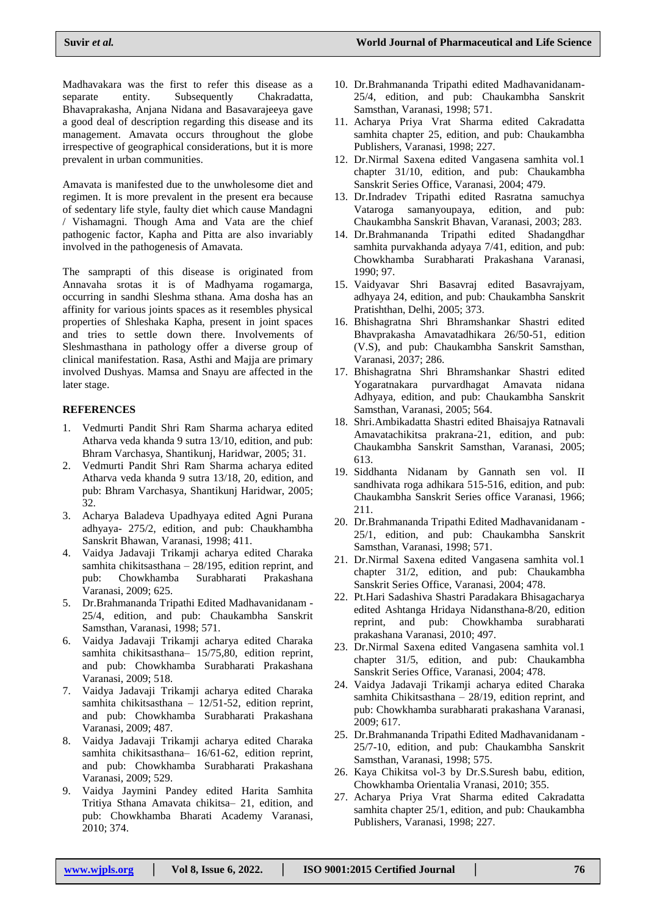Madhavakara was the first to refer this disease as a separate entity. Subsequently Chakradatta, Bhavaprakasha, Anjana Nidana and Basavarajeeya gave a good deal of description regarding this disease and its management. Amavata occurs throughout the globe irrespective of geographical considerations, but it is more prevalent in urban communities.

Amavata is manifested due to the unwholesome diet and regimen. It is more prevalent in the present era because of sedentary life style, faulty diet which cause Mandagni / Vishamagni. Though Ama and Vata are the chief pathogenic factor, Kapha and Pitta are also invariably involved in the pathogenesis of Amavata.

The samprapti of this disease is originated from Annavaha srotas it is of Madhyama rogamarga, occurring in sandhi Sleshma sthana. Ama dosha has an affinity for various joints spaces as it resembles physical properties of Shleshaka Kapha, present in joint spaces and tries to settle down there. Involvements of Sleshmasthana in pathology offer a diverse group of clinical manifestation. Rasa, Asthi and Majja are primary involved Dushyas. Mamsa and Snayu are affected in the later stage.

## REFERENCES

1. Vedmurti Pandit Shri Ram Sharma acharya edited Atharva veda khanda 9 sutra 13/10, edition, and pub: Bhram Varchasya, Shantikunj, Haridwar, 2005; 31.
2. Vedmurti Pandit Shri Ram Sharma acharya edited Atharva veda khanda 9 sutra 13/18, 20, edition, and pub: Bhram Varchasya, Shantikunj Haridwar, 2005; 32.
3. Acharya Baladeva Upadhyaya edited Agni Purana adhyaya- 275/2, edition, and pub: Chaukhambha Sanskrit Bhawan, Varanasi, 1998; 411.
4. Vaidya Jadavaji Trikamji acharya edited Charaka samhita chikitsasthana – 28/195, edition reprint, and pub: Chowkhamba Surabharati Prakashana Varanasi, 2009; 625.
5. Dr.Brahmananda Tripathi Edited Madhavanidanam - 25/4, edition, and pub: Chaukambha Sanskrit Samsthan, Varanasi, 1998; 571.
6. Vaidya Jadavaji Trikamji acharya edited Charaka samhita chikitsasthana– 15/75,80, edition reprint, and pub: Chowkhamba Surabharati Prakashana Varanasi, 2009; 518.
7. Vaidya Jadavaji Trikamji acharya edited Charaka samhita chikitsasthana – 12/51-52, edition reprint, and pub: Chowkhamba Surabharati Prakashana Varanasi, 2009; 487.
8. Vaidya Jadavaji Trikamji acharya edited Charaka samhita chikitsasthana– 16/61-62, edition reprint, and pub: Chowkhamba Surabharati Prakashana Varanasi, 2009; 529.
9. Vaidya Jaymini Pandey edited Harita Samhita Tritiya Sthana Amavata chikitsa– 21, edition, and pub: Chowkhamba Bharati Academy Varanasi, 2010; 374.
10. Dr.Brahmananda Tripathi edited Madhavanidanam-25/4, edition, and pub: Chaukambha Sanskrit Samsthan, Varanasi, 1998; 571.
11. Acharya Priya Vrat Sharma edited Cakradatta samhita chapter 25, edition, and pub: Chaukambha Publishers, Varanasi, 1998; 227.
12. Dr.Nirmal Saxena edited Vangasena samhita vol.1 chapter 31/10, edition, and pub: Chaukambha Sanskrit Series Office, Varanasi, 2004; 479.
13. Dr.Indradev Tripathi edited Rasratna samuchya Vataroga samanyoupaya, edition, and pub: Chaukambha Sanskrit Bhavan, Varanasi, 2003; 283.
14. Dr.Brahmananda Tripathi edited Shadangdhar samhita purvakhanda adyaya 7/41, edition, and pub: Chowkhamba Surabharati Prakashana Varanasi, 1990; 97.
15. Vaidyavar Shri Basavraj edited Basavrajyam, adhyaya 24, edition, and pub: Chaukambha Sanskrit Pratishthan, Delhi, 2005; 373.
16. Bhishagratna Shri Bhramshankar Shastri edited Bhavprakasha Amavatadhikara 26/50-51, edition (V.S), and pub: Chaukambha Sanskrit Samsthan, Varanasi, 2037; 286.
17. Bhishagratna Shri Bhramshankar Shastri edited Yogaratnakara purvardhagat Amavata nidana Adhyaya, edition, and pub: Chaukambha Sanskrit Samsthan, Varanasi, 2005; 564.
18. Shri.Ambikadatta Shastri edited Bhaisajya Ratnavali Amavatachikitsa prakrana-21, edition, and pub: Chaukambha Sanskrit Samsthan, Varanasi, 2005; 613.
19. Siddhanta Nidanam by Gannath sen vol. II sandhivata roga adhikara 515-516, edition, and pub: Chaukambha Sanskrit Series office Varanasi, 1966; 211.
20. Dr.Brahmananda Tripathi Edited Madhavanidanam - 25/1, edition, and pub: Chaukambha Sanskrit Samsthan, Varanasi, 1998; 571.
21. Dr.Nirmal Saxena edited Vangasena samhita vol.1 chapter 31/2, edition, and pub: Chaukambha Sanskrit Series Office, Varanasi, 2004; 478.
22. Pt.Hari Sadashiva Shastri Paradakara Bhisagacharya edited Ashtanga Hridaya Nidansthana-8/20, edition reprint, and pub: Chowkhamba surabharati prakashana Varanasi, 2010; 497.
23. Dr.Nirmal Saxena edited Vangasena samhita vol.1 chapter 31/5, edition, and pub: Chaukambha Sanskrit Series Office, Varanasi, 2004; 478.
24. Vaidya Jadavaji Trikamji acharya edited Charaka samhita Chikitsasthana – 28/19, edition reprint, and pub: Chowkhamba surabharati prakashana Varanasi, 2009; 617.
25. Dr.Brahmananda Tripathi Edited Madhavanidanam - 25/7-10, edition, and pub: Chaukambha Sanskrit Samsthan, Varanasi, 1998; 575.
26. Kaya Chikitsa vol-3 by Dr.S.Suresh babu, edition, Chowkhamba Orientalia Vranasi, 2010; 355.
27. Acharya Priya Vrat Sharma edited Cakradatta samhita chapter 25/1, edition, and pub: Chaukambha Publishers, Varanasi, 1998; 227.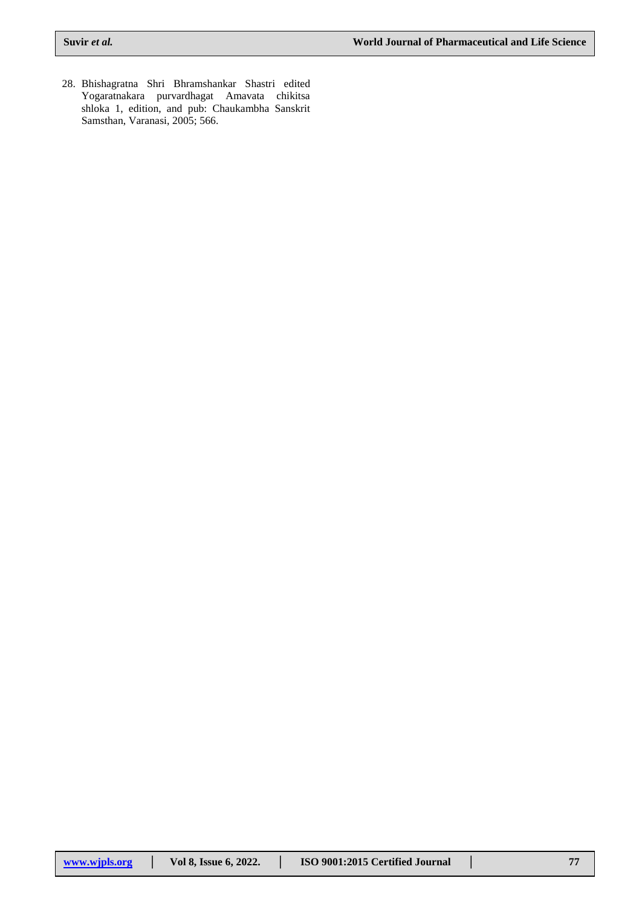28. Bhishagratna Shri Bhramshankar Shastri edited Yogaratnakara purvardhagat Amavata chikitsa shloka 1, edition, and pub: Chaukambha Sanskrit Samsthan, Varanasi, 2005; 566.